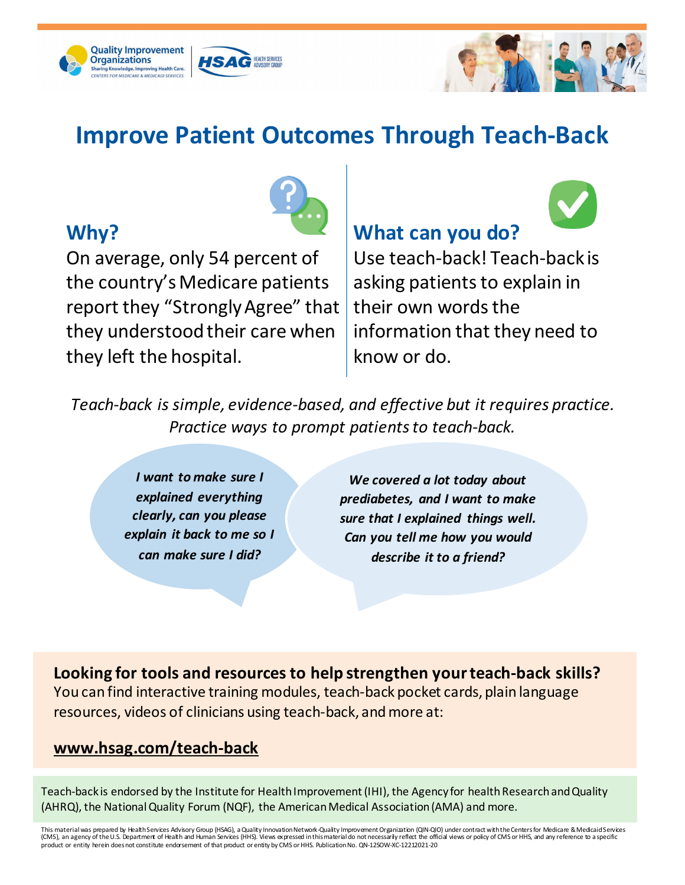# Improve Patient Outcomes Through Teach-Back

## Why?

On average, only 54 percent of the country's Medicare patients report they "Strongly Agree" that they understood their care when they left the hospital.

## What can you do?

Use teach-back! Teach-back is asking patients to explain in their own words the information that they need to know or do.

*Teach-back is simple, evidence-based, and effective but it requires practice. Practice ways to prompt patients to teach-back.*

***I want to make sure I explained everything clearly, can you please explain it back to me so I can make sure I did?***

***We covered a lot today about prediabetes, and I want to make sure that I explained things well. Can you tell me how you would describe it to a friend?***

**Looking for tools and resources to help strengthen your teach-back skills?**
You can find interactive training modules, teach-back pocket cards, plain language resources, videos of clinicians using teach-back, and more at:

**www.hsag.com/teach-back**

Teach-back is endorsed by the Institute for Health Improvement (IHI), the Agency for health Research and Quality (AHRQ), the National Quality Forum (NQF), the American Medical Association (AMA) and more.

This material was prepared by Health Services Advisory Group (HSAG), a Quality Innovation Network-Quality Improvement Organization (QIN-QIO) under contract with the Centers for Medicare & Medicaid Services (CMS), an agency of the U.S. Department of Health and Human Services (HHS). Views expressed in this material do not necessarily reflect the official views or policy of CMS or HHS, and any reference to a specific product or entity herein does not constitute endorsement of that product or entity by CMS or HHS. Publication No. QN-12SOW-XC-12212021-20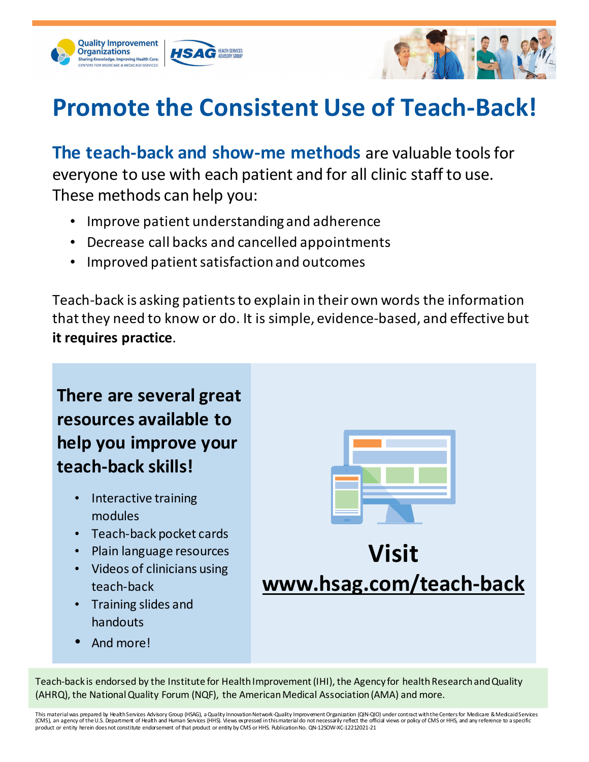# Promote the Consistent Use of Teach-Back!

**The teach-back and show-me methods** are valuable tools for everyone to use with each patient and for all clinic staff to use. These methods can help you:

- Improve patient understanding and adherence
- Decrease call backs and cancelled appointments
- Improved patient satisfaction and outcomes

Teach-back is asking patients to explain in their own words the information that they need to know or do. It is simple, evidence-based, and effective but **it requires practice**.

## There are several great resources available to help you improve your teach-back skills!

- Interactive training modules
- Teach-back pocket cards
- Plain language resources
- Videos of clinicians using teach-back
- Training slides and handouts
- And more!

**Visit**

**www.hsag.com/teach-back**

Teach-back is endorsed by the Institute for Health Improvement (IHI), the Agency for health Research and Quality (AHRQ), the National Quality Forum (NQF), the American Medical Association (AMA) and more.

This material was prepared by Health Services Advisory Group (HSAG), a Quality Innovation Network-Quality Improvement Organization (QIN-QIO) under contract with the Centers for Medicare & Medicaid Services (CMS), an agency of the U.S. Department of Health and Human Services (HHS). Views expressed in this material do not necessarily reflect the official views or policy of CMS or HHS, and any reference to a specific product or entity herein does not constitute endorsement of that product or entity by CMS or HHS. Publication No. QN-12SOW-XC-12212021-21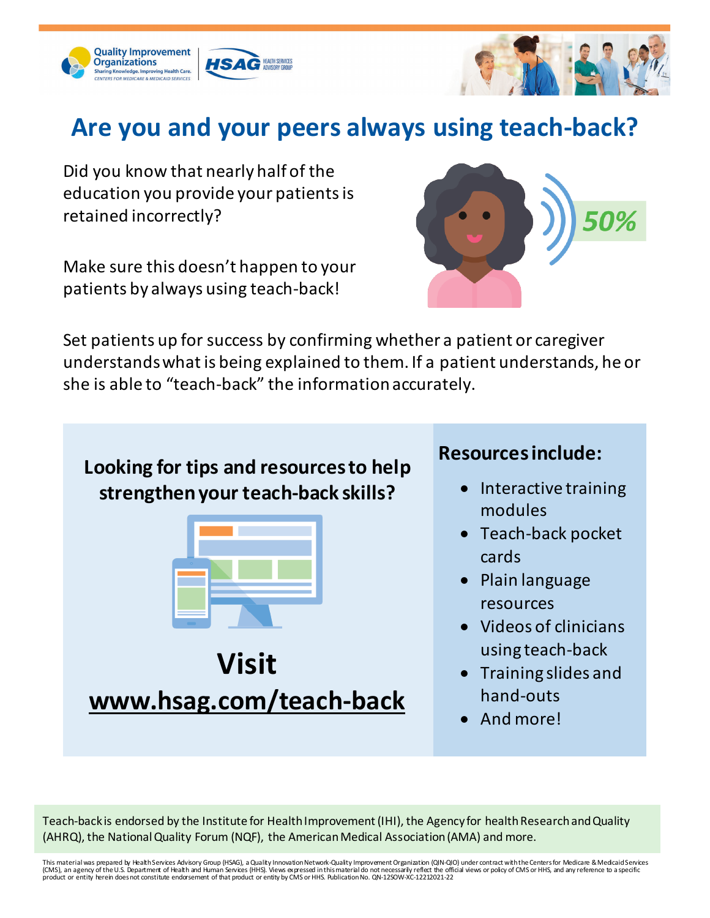# Are you and your peers always using teach-back?

Did you know that nearly half of the education you provide your patients is retained incorrectly?

Make sure this doesn't happen to your patients by always using teach-back!

50%

Set patients up for success by confirming whether a patient or caregiver understands what is being explained to them. If a patient understands, he or she is able to "teach-back" the information accurately.

## Looking for tips and resources to help strengthen your teach-back skills?

## Visit

## www.hsag.com/teach-back

### Resources include:

- Interactive training modules
- Teach-back pocket cards
- Plain language resources
- Videos of clinicians using teach-back
- Training slides and hand-outs
- And more!

Teach-back is endorsed by the Institute for Health Improvement (IHI), the Agency for health Research and Quality (AHRQ), the National Quality Forum (NQF), the American Medical Association (AMA) and more.

This material was prepared by Health Services Advisory Group (HSAG), a Quality Innovation Network-Quality Improvement Organization (QIN-QIO) under contract with the Centers for Medicare & Medicaid Services (CMS), an agency of the U.S. Department of Health and Human Services (HHS). Views expressed in this material do not necessarily reflect the official views or policy of CMS or HHS, and any reference to a specific product or entity herein does not constitute endorsement of that product or entity by CMS or HHS. Publication No. QN-12SOW-XC-12212021-22